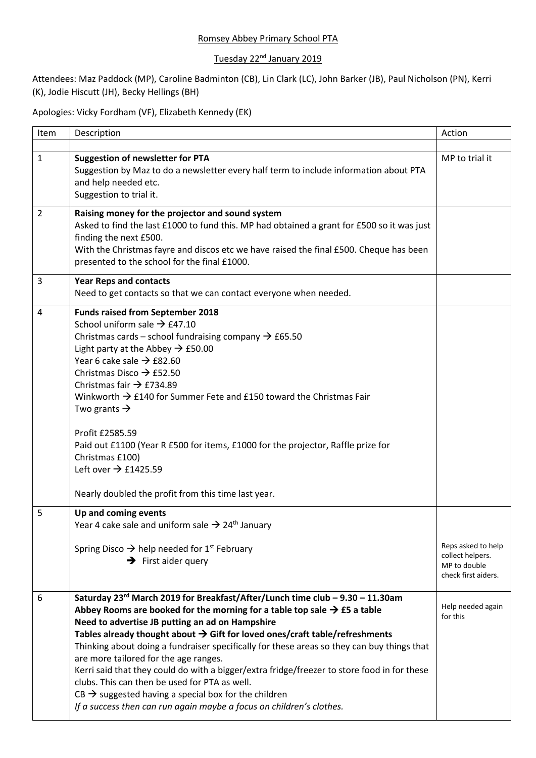Romsey Abbey Primary School PTA

Tuesday 22nd January 2019

Attendees: Maz Paddock (MP), Caroline Badminton (CB), Lin Clark (LC), John Barker (JB), Paul Nicholson (PN), Kerri (K), Jodie Hiscutt (JH), Becky Hellings (BH)

Apologies: Vicky Fordham (VF), Elizabeth Kennedy (EK)

| Item | Description | Action |
|---|---|---|
| | | |
| 1 | **Suggestion of newsletter for PTA**<br>Suggestion by Maz to do a newsletter every half term to include information about PTA and help needed etc.<br>Suggestion to trial it. | MP to trial it |
| 2 | **Raising money for the projector and sound system**<br>Asked to find the last £1000 to fund this. MP had obtained a grant for £500 so it was just finding the next £500.<br>With the Christmas fayre and discos etc we have raised the final £500. Cheque has been presented to the school for the final £1000. | |
| 3 | **Year Reps and contacts**<br>Need to get contacts so that we can contact everyone when needed. | |
| 4 | **Funds raised from September 2018**<br>School uniform sale → £47.10<br>Christmas cards – school fundraising company → £65.50<br>Light party at the Abbey → £50.00<br>Year 6 cake sale → £82.60<br>Christmas Disco → £52.50<br>Christmas fair → £734.89<br>Winkworth → £140 for Summer Fete and £150 toward the Christmas Fair<br>Two grants →<br><br>Profit £2585.59<br>Paid out £1100 (Year R £500 for items, £1000 for the projector, Raffle prize for Christmas £100)<br>Left over → £1425.59<br><br>Nearly doubled the profit from this time last year. | |
| 5 | **Up and coming events**<br>Year 4 cake sale and uniform sale → 24th January<br><br>Spring Disco → help needed for 1st February<br>→ First aider query | Reps asked to help collect helpers.<br>MP to double check first aiders. |
| 6 | **Saturday 23rd March 2019 for Breakfast/After/Lunch time club – 9.30 – 11.30am**<br>**Abbey Rooms are booked for the morning for a table top sale → £5 a table**<br>**Need to advertise JB putting an ad on Hampshire**<br>**Tables already thought about → Gift for loved ones/craft table/refreshments**<br>Thinking about doing a fundraiser specifically for these areas so they can buy things that are more tailored for the age ranges.<br>Kerri said that they could do with a bigger/extra fridge/freezer to store food in for these clubs. This can then be used for PTA as well.<br>CB → suggested having a special box for the children<br>*If a success then can run again maybe a focus on children's clothes.* | Help needed again for this |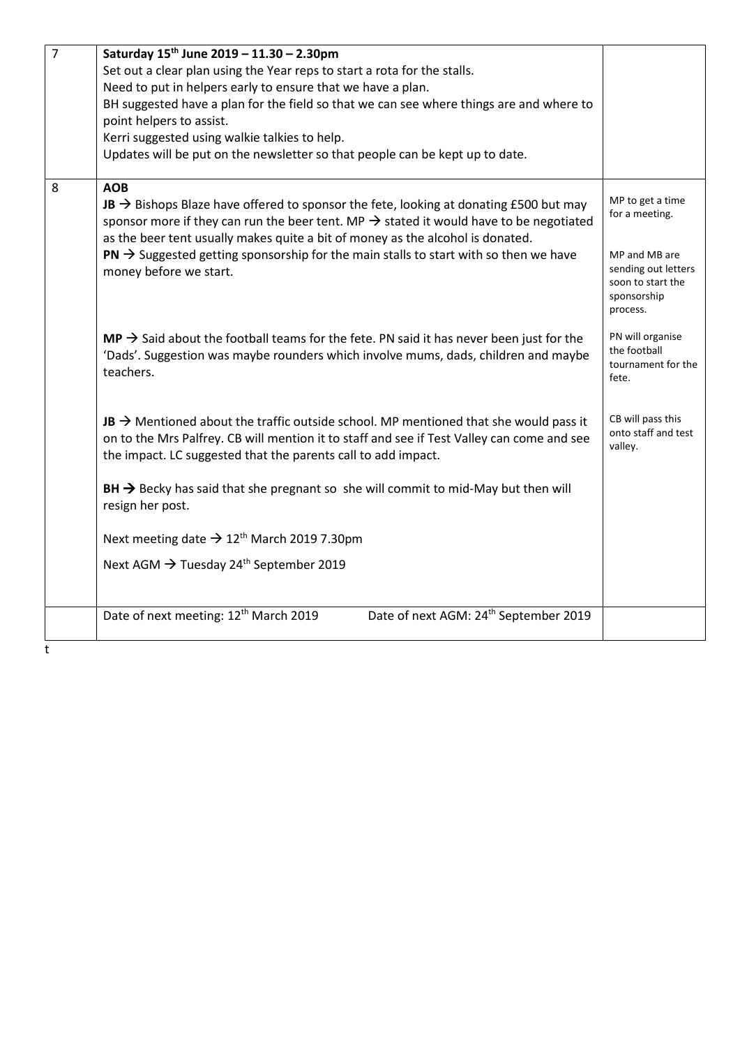| | | |
|---|---|---|
| 7 | **Saturday 15th June 2019 – 11.30 – 2.30pm**<br>Set out a clear plan using the Year reps to start a rota for the stalls.<br>Need to put in helpers early to ensure that we have a plan.<br>BH suggested have a plan for the field so that we can see where things are and where to point helpers to assist.<br>Kerri suggested using walkie talkies to help.<br>Updates will be put on the newsletter so that people can be kept up to date. | |
| 8 | **AOB**<br>**JB →** Bishops Blaze have offered to sponsor the fete, looking at donating £500 but may sponsor more if they can run the beer tent. MP → stated it would have to be negotiated as the beer tent usually makes quite a bit of money as the alcohol is donated.<br>**PN →** Suggested getting sponsorship for the main stalls to start with so then we have money before we start.<br><br>**MP →** Said about the football teams for the fete. PN said it has never been just for the 'Dads'. Suggestion was maybe rounders which involve mums, dads, children and maybe teachers.<br><br>**JB →** Mentioned about the traffic outside school. MP mentioned that she would pass it on to the Mrs Palfrey. CB will mention it to staff and see if Test Valley can come and see the impact. LC suggested that the parents call to add impact.<br><br>**BH →** Becky has said that she pregnant so she will commit to mid-May but then will resign her post.<br><br>Next meeting date → 12th March 2019 7.30pm<br><br>Next AGM → Tuesday 24th September 2019 | MP to get a time for a meeting.<br><br>MP and MB are sending out letters soon to start the sponsorship process.<br><br>PN will organise the football tournament for the fete.<br><br>CB will pass this onto staff and test valley. |
| | Date of next meeting: 12th March 2019 Date of next AGM: 24th September 2019 | |

t